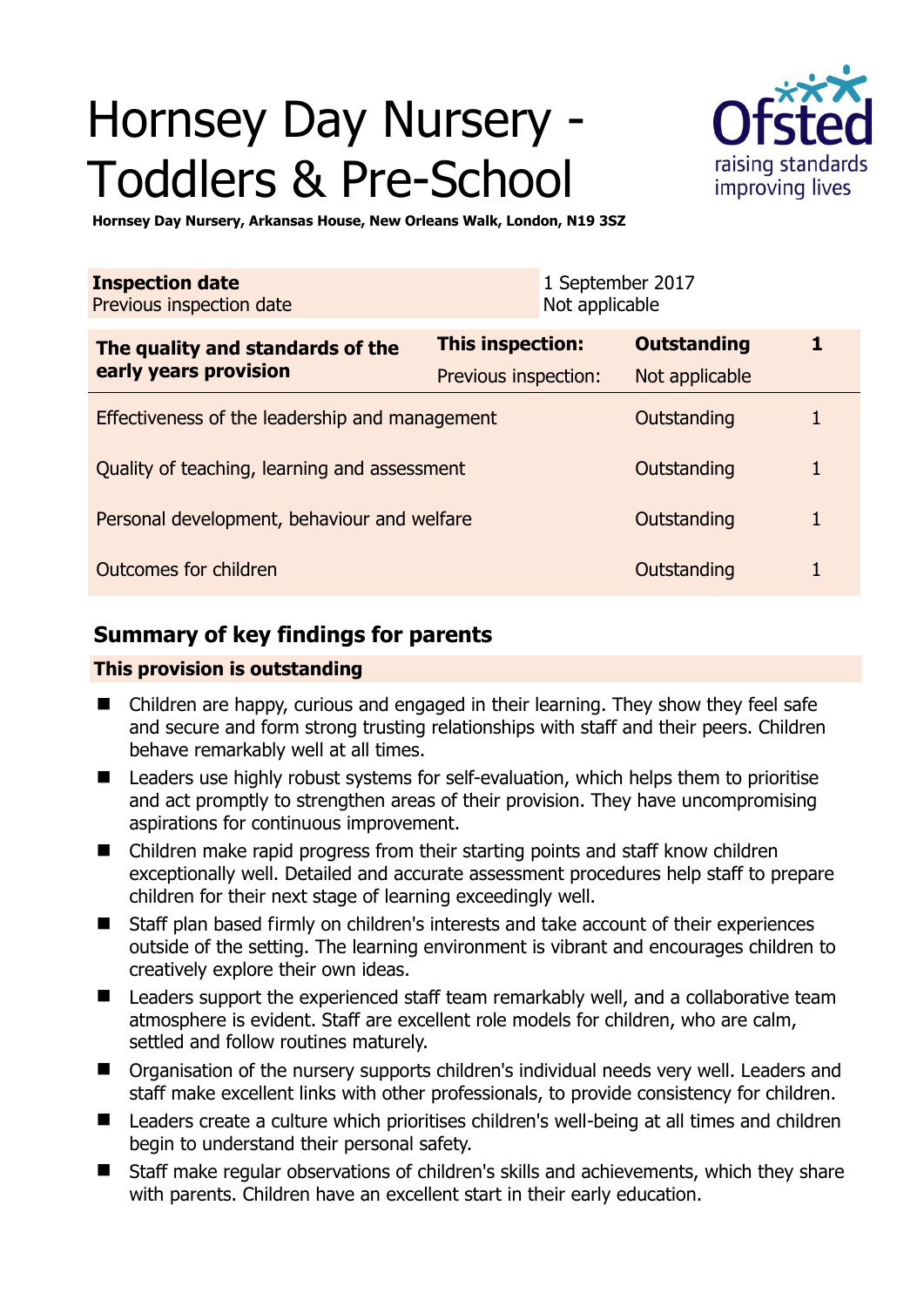# Hornsey Day Nursery - Toddlers & Pre-School

**Hornsey Day Nursery, Arkansas House, New Orleans Walk, London, N19 3SZ**

| **Inspection date** | 1 September 2017 |
|---|---|
| Previous inspection date | Not applicable |

| **The quality and standards of the early years provision** | **This inspection:** | **Outstanding** | **1** |
|---|---|---|---|
| | Previous inspection: | Not applicable | |
| Effectiveness of the leadership and management | | Outstanding | 1 |
| Quality of teaching, learning and assessment | | Outstanding | 1 |
| Personal development, behaviour and welfare | | Outstanding | 1 |
| Outcomes for children | | Outstanding | 1 |

## Summary of key findings for parents

**This provision is outstanding**

- Children are happy, curious and engaged in their learning. They show they feel safe and secure and form strong trusting relationships with staff and their peers. Children behave remarkably well at all times.
- Leaders use highly robust systems for self-evaluation, which helps them to prioritise and act promptly to strengthen areas of their provision. They have uncompromising aspirations for continuous improvement.
- Children make rapid progress from their starting points and staff know children exceptionally well. Detailed and accurate assessment procedures help staff to prepare children for their next stage of learning exceedingly well.
- Staff plan based firmly on children's interests and take account of their experiences outside of the setting. The learning environment is vibrant and encourages children to creatively explore their own ideas.
- Leaders support the experienced staff team remarkably well, and a collaborative team atmosphere is evident. Staff are excellent role models for children, who are calm, settled and follow routines maturely.
- Organisation of the nursery supports children's individual needs very well. Leaders and staff make excellent links with other professionals, to provide consistency for children.
- Leaders create a culture which prioritises children's well-being at all times and children begin to understand their personal safety.
- Staff make regular observations of children's skills and achievements, which they share with parents. Children have an excellent start in their early education.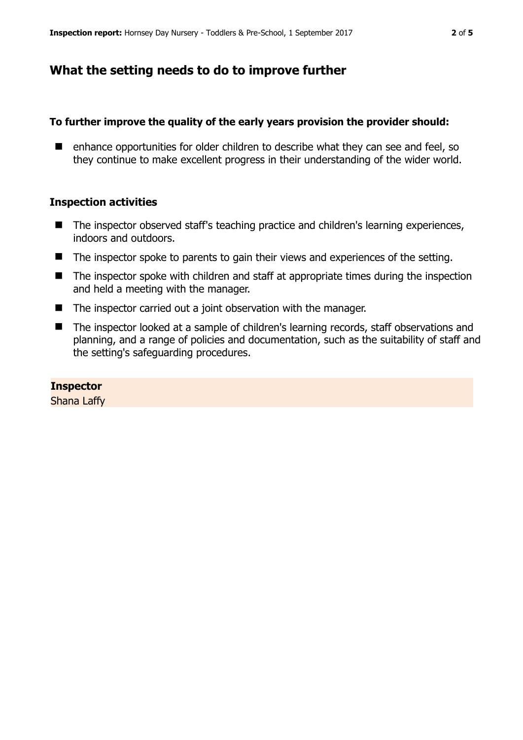## What the setting needs to do to improve further

### To further improve the quality of the early years provision the provider should:

- enhance opportunities for older children to describe what they can see and feel, so they continue to make excellent progress in their understanding of the wider world.

### Inspection activities

- The inspector observed staff's teaching practice and children's learning experiences, indoors and outdoors.
- The inspector spoke to parents to gain their views and experiences of the setting.
- The inspector spoke with children and staff at appropriate times during the inspection and held a meeting with the manager.
- The inspector carried out a joint observation with the manager.
- The inspector looked at a sample of children's learning records, staff observations and planning, and a range of policies and documentation, such as the suitability of staff and the setting's safeguarding procedures.

**Inspector**
Shana Laffy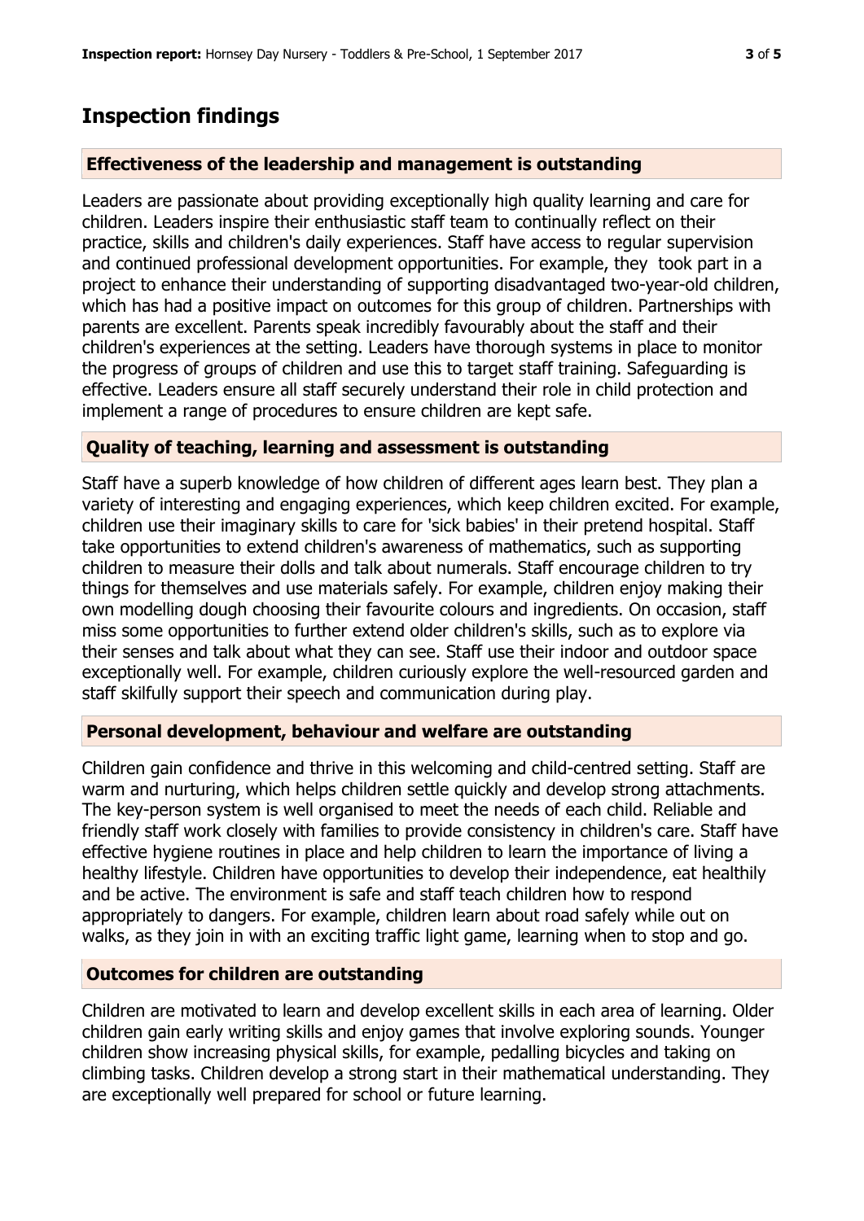## Inspection findings

### Effectiveness of the leadership and management is outstanding

Leaders are passionate about providing exceptionally high quality learning and care for children. Leaders inspire their enthusiastic staff team to continually reflect on their practice, skills and children's daily experiences. Staff have access to regular supervision and continued professional development opportunities. For example, they took part in a project to enhance their understanding of supporting disadvantaged two-year-old children, which has had a positive impact on outcomes for this group of children. Partnerships with parents are excellent. Parents speak incredibly favourably about the staff and their children's experiences at the setting. Leaders have thorough systems in place to monitor the progress of groups of children and use this to target staff training. Safeguarding is effective. Leaders ensure all staff securely understand their role in child protection and implement a range of procedures to ensure children are kept safe.

### Quality of teaching, learning and assessment is outstanding

Staff have a superb knowledge of how children of different ages learn best. They plan a variety of interesting and engaging experiences, which keep children excited. For example, children use their imaginary skills to care for 'sick babies' in their pretend hospital. Staff take opportunities to extend children's awareness of mathematics, such as supporting children to measure their dolls and talk about numerals. Staff encourage children to try things for themselves and use materials safely. For example, children enjoy making their own modelling dough choosing their favourite colours and ingredients. On occasion, staff miss some opportunities to further extend older children's skills, such as to explore via their senses and talk about what they can see. Staff use their indoor and outdoor space exceptionally well. For example, children curiously explore the well-resourced garden and staff skilfully support their speech and communication during play.

### Personal development, behaviour and welfare are outstanding

Children gain confidence and thrive in this welcoming and child-centred setting. Staff are warm and nurturing, which helps children settle quickly and develop strong attachments. The key-person system is well organised to meet the needs of each child. Reliable and friendly staff work closely with families to provide consistency in children's care. Staff have effective hygiene routines in place and help children to learn the importance of living a healthy lifestyle. Children have opportunities to develop their independence, eat healthily and be active. The environment is safe and staff teach children how to respond appropriately to dangers. For example, children learn about road safely while out on walks, as they join in with an exciting traffic light game, learning when to stop and go.

### Outcomes for children are outstanding

Children are motivated to learn and develop excellent skills in each area of learning. Older children gain early writing skills and enjoy games that involve exploring sounds. Younger children show increasing physical skills, for example, pedalling bicycles and taking on climbing tasks. Children develop a strong start in their mathematical understanding. They are exceptionally well prepared for school or future learning.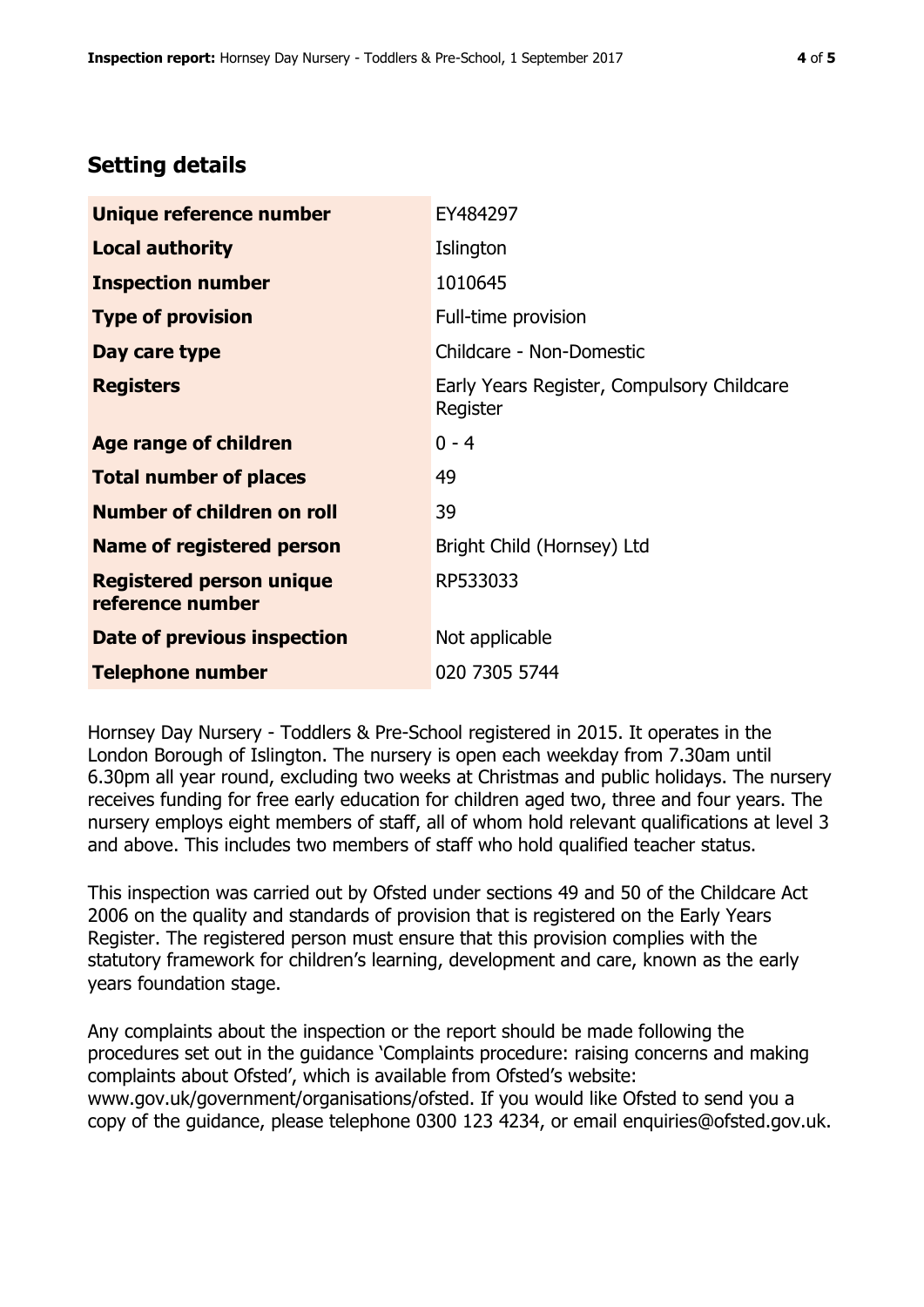## Setting details

| | |
|---|---|
| **Unique reference number** | EY484297 |
| **Local authority** | Islington |
| **Inspection number** | 1010645 |
| **Type of provision** | Full-time provision |
| **Day care type** | Childcare - Non-Domestic |
| **Registers** | Early Years Register, Compulsory Childcare Register |
| **Age range of children** | 0 - 4 |
| **Total number of places** | 49 |
| **Number of children on roll** | 39 |
| **Name of registered person** | Bright Child (Hornsey) Ltd |
| **Registered person unique reference number** | RP533033 |
| **Date of previous inspection** | Not applicable |
| **Telephone number** | 020 7305 5744 |

Hornsey Day Nursery - Toddlers & Pre-School registered in 2015. It operates in the London Borough of Islington. The nursery is open each weekday from 7.30am until 6.30pm all year round, excluding two weeks at Christmas and public holidays. The nursery receives funding for free early education for children aged two, three and four years. The nursery employs eight members of staff, all of whom hold relevant qualifications at level 3 and above. This includes two members of staff who hold qualified teacher status.

This inspection was carried out by Ofsted under sections 49 and 50 of the Childcare Act 2006 on the quality and standards of provision that is registered on the Early Years Register. The registered person must ensure that this provision complies with the statutory framework for children's learning, development and care, known as the early years foundation stage.

Any complaints about the inspection or the report should be made following the procedures set out in the guidance 'Complaints procedure: raising concerns and making complaints about Ofsted', which is available from Ofsted's website: www.gov.uk/government/organisations/ofsted. If you would like Ofsted to send you a copy of the guidance, please telephone 0300 123 4234, or email enquiries@ofsted.gov.uk.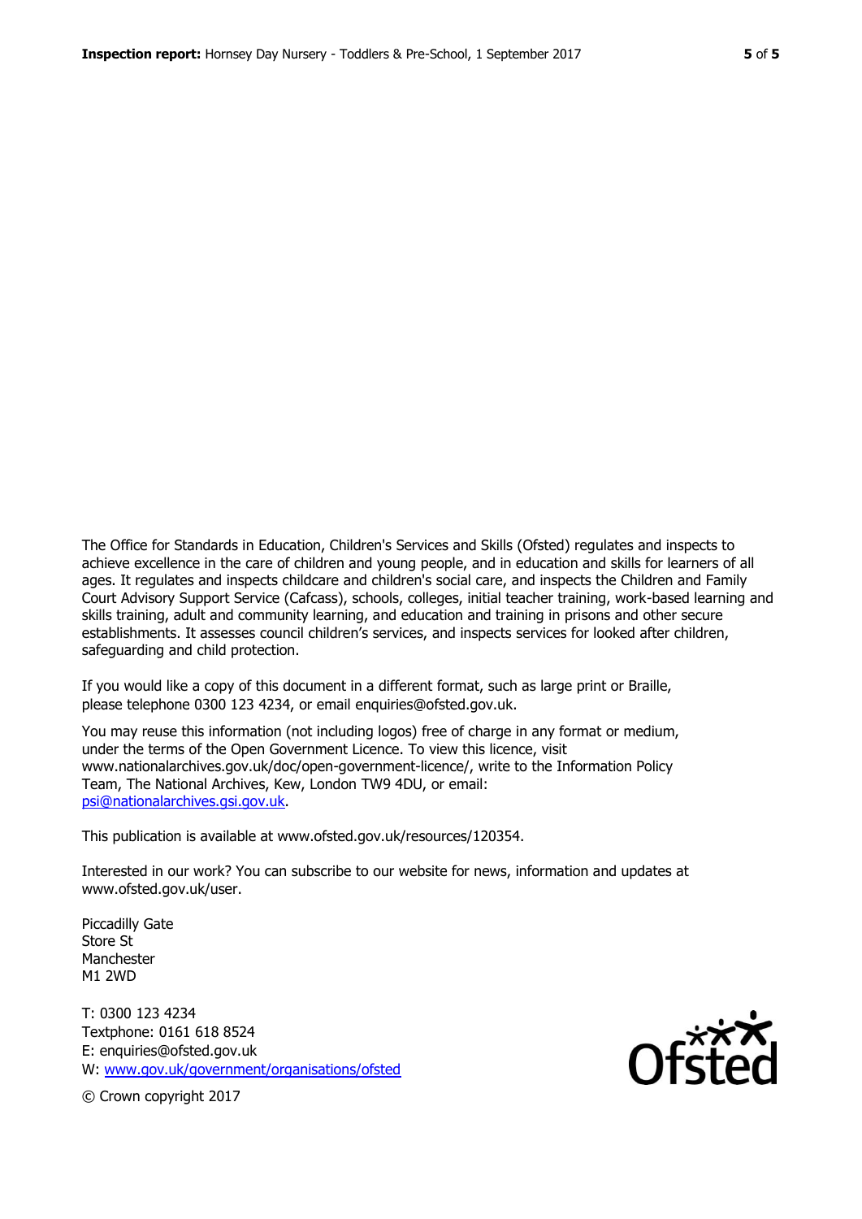The Office for Standards in Education, Children's Services and Skills (Ofsted) regulates and inspects to achieve excellence in the care of children and young people, and in education and skills for learners of all ages. It regulates and inspects childcare and children's social care, and inspects the Children and Family Court Advisory Support Service (Cafcass), schools, colleges, initial teacher training, work-based learning and skills training, adult and community learning, and education and training in prisons and other secure establishments. It assesses council children's services, and inspects services for looked after children, safeguarding and child protection.

If you would like a copy of this document in a different format, such as large print or Braille, please telephone 0300 123 4234, or email enquiries@ofsted.gov.uk.

You may reuse this information (not including logos) free of charge in any format or medium, under the terms of the Open Government Licence. To view this licence, visit www.nationalarchives.gov.uk/doc/open-government-licence/, write to the Information Policy Team, The National Archives, Kew, London TW9 4DU, or email: psi@nationalarchives.gsi.gov.uk.

This publication is available at www.ofsted.gov.uk/resources/120354.

Interested in our work? You can subscribe to our website for news, information and updates at www.ofsted.gov.uk/user.

Piccadilly Gate
Store St
Manchester
M1 2WD

T: 0300 123 4234
Textphone: 0161 618 8524
E: enquiries@ofsted.gov.uk
W: www.gov.uk/government/organisations/ofsted

© Crown copyright 2017